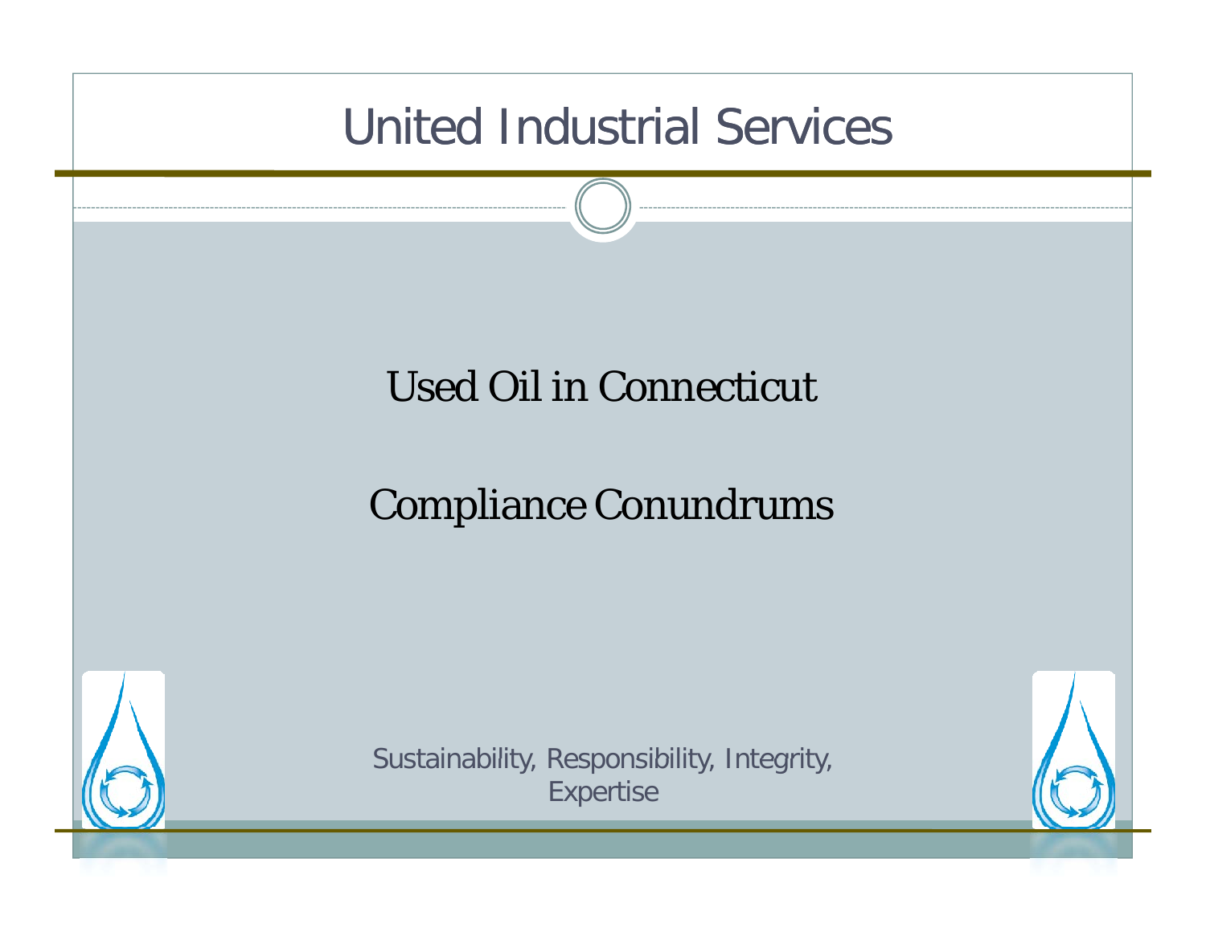# United Industrial Services

## Used Oil in Connecticut

## Compliance Conundrums

Sustainability, Responsibility, Integrity, Expertise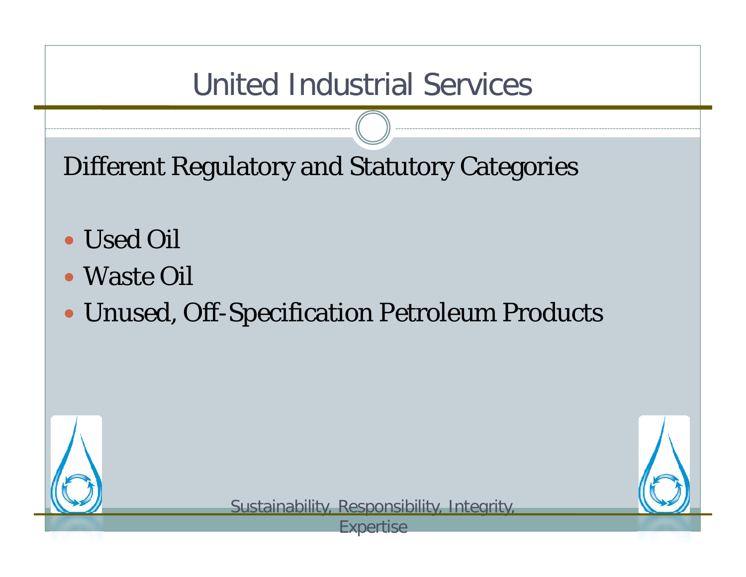# United Industrial Services

Different Regulatory and Statutory Categories

- Used Oil
- Waste Oil
- Unused, Off-Specification Petroleum Products

Sustainability, Responsibility, Integrity, Expertise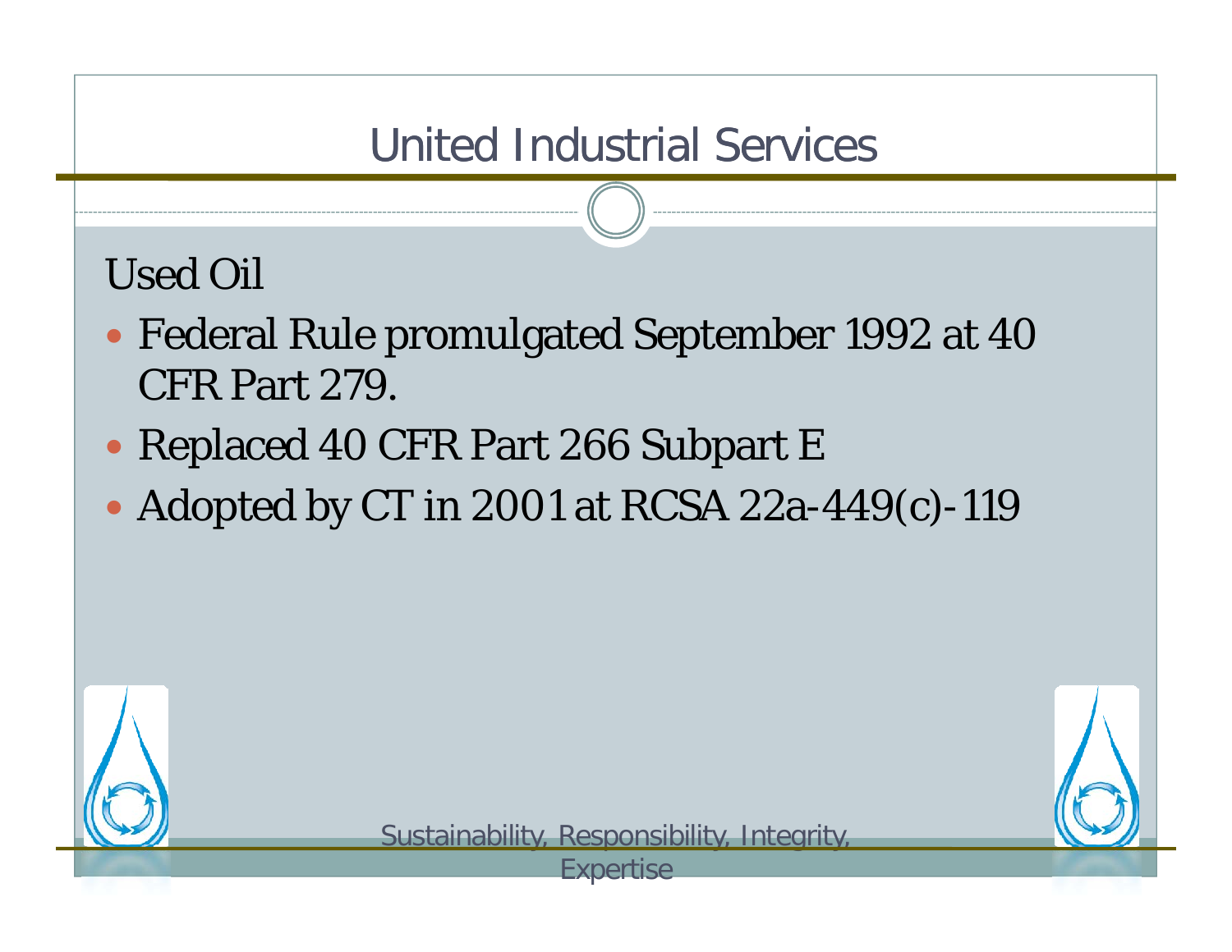# United Industrial Services

## Used Oil

- Federal Rule promulgated September 1992 at 40 CFR Part 279.
- Replaced 40 CFR Part 266 Subpart E
- Adopted by CT in 2001 at RCSA 22a-449(c)-119

Sustainability, Responsibility, Integrity, Expertise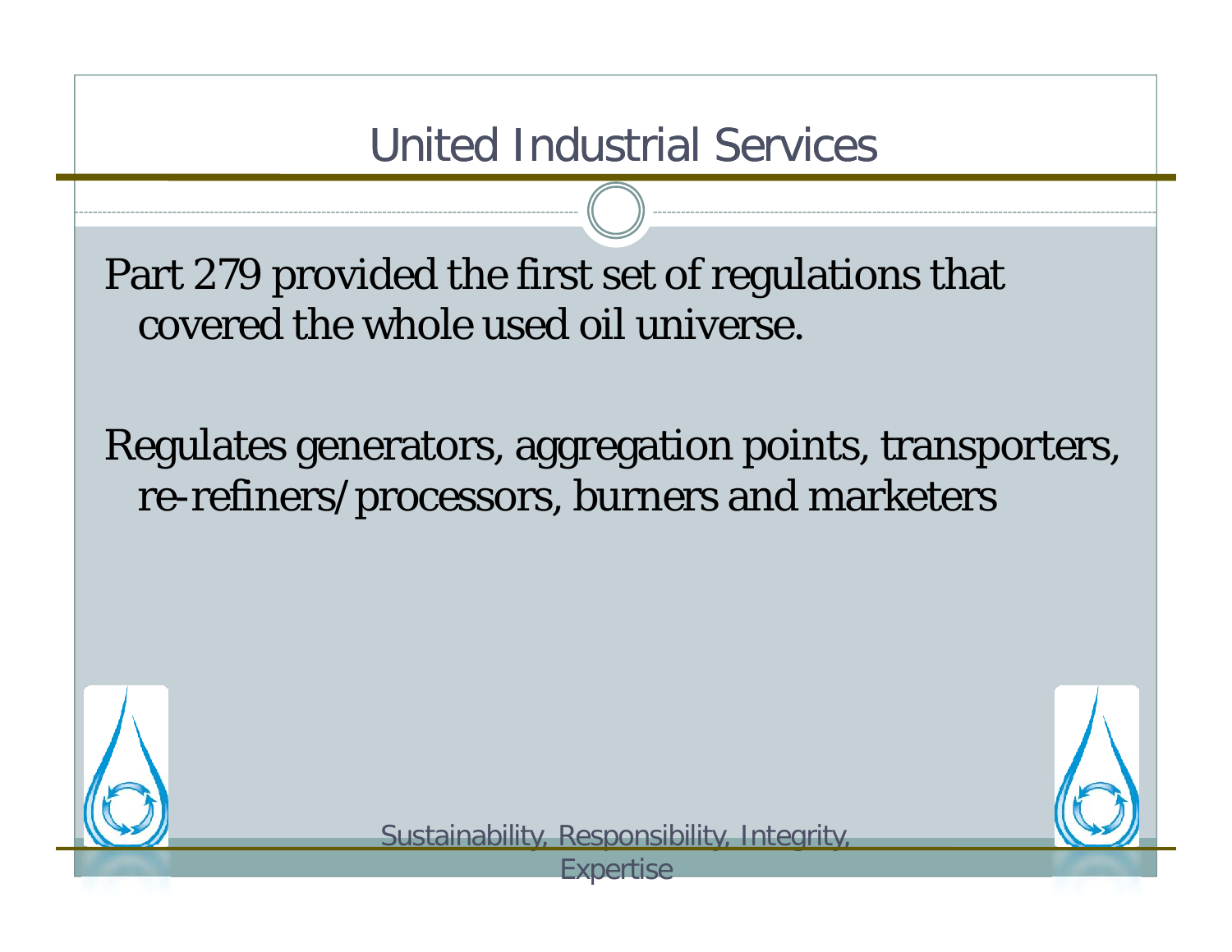# United Industrial Services

Part 279 provided the first set of regulations that covered the whole used oil universe.

Regulates generators, aggregation points, transporters, re-refiners/processors, burners and marketers

Sustainability, Responsibility, Integrity, Expertise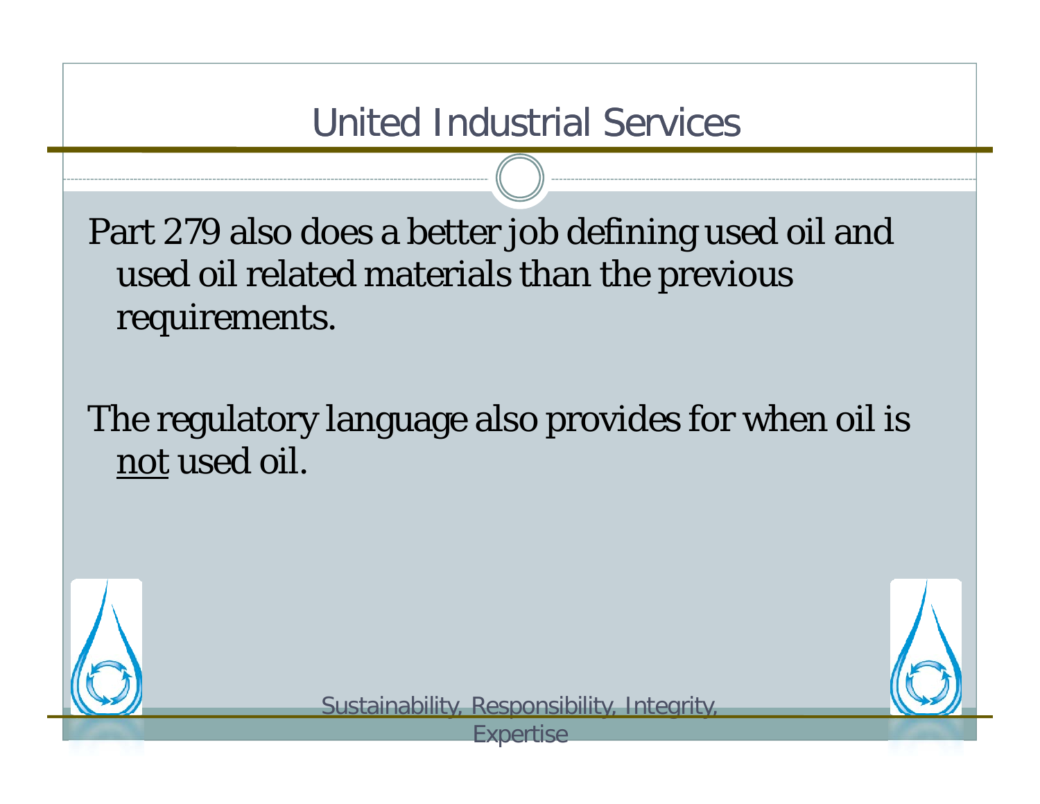# United Industrial Services

Part 279 also does a better job defining used oil and used oil related materials than the previous requirements.

The regulatory language also provides for when oil is <u>not</u> used oil.

Sustainability, Responsibility, Integrity, Expertise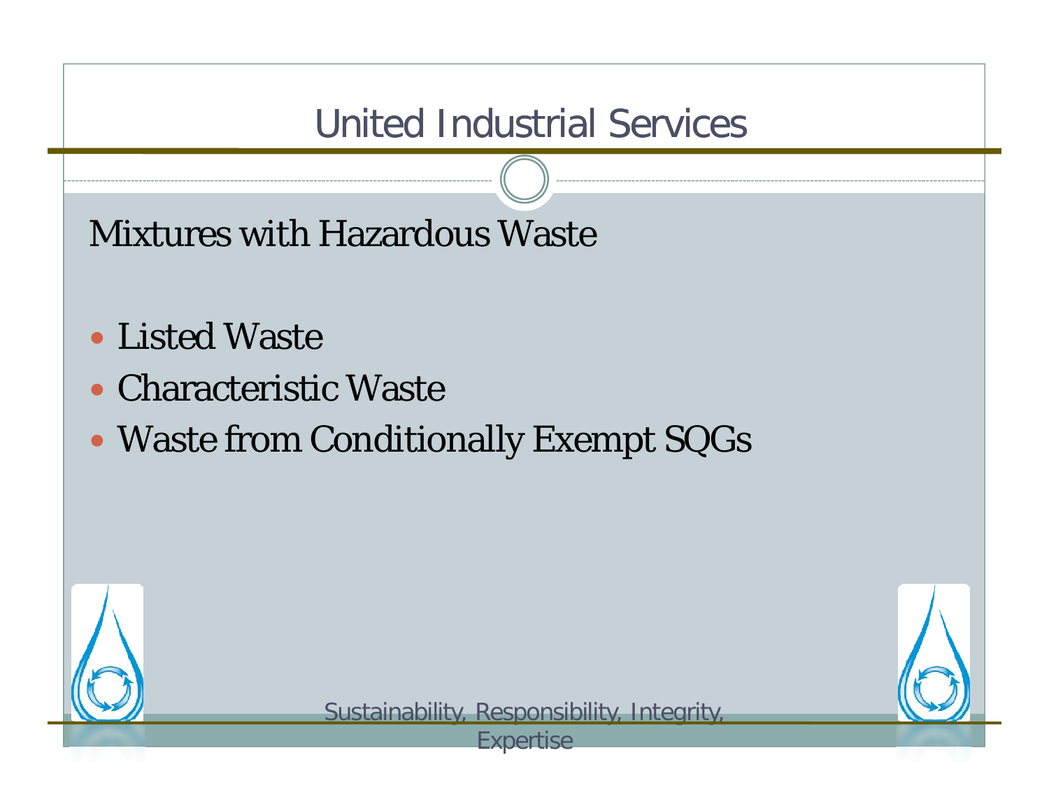# United Industrial Services

## Mixtures with Hazardous Waste

- Listed Waste
- Characteristic Waste
- Waste from Conditionally Exempt SQGs

Sustainability, Responsibility, Integrity, Expertise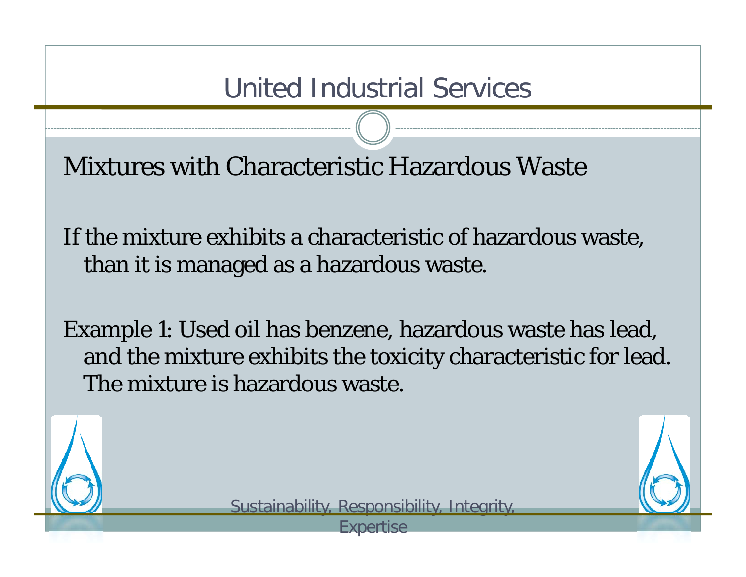# United Industrial Services

## Mixtures with Characteristic Hazardous Waste

If the mixture exhibits a characteristic of hazardous waste, than it is managed as a hazardous waste.

Example 1: Used oil has benzene, hazardous waste has lead, and the mixture exhibits the toxicity characteristic for lead. The mixture is hazardous waste.

Sustainability, Responsibility, Integrity, Expertise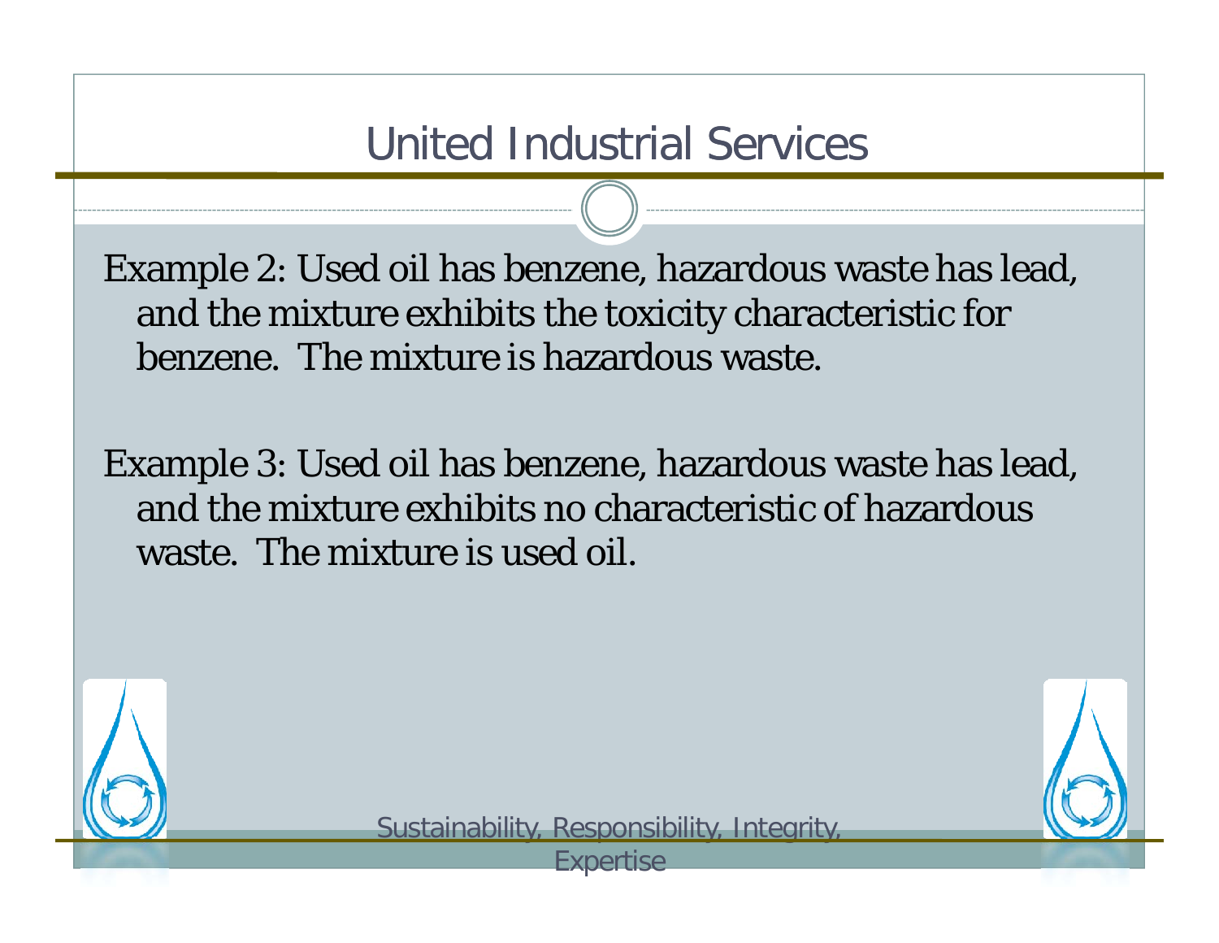# United Industrial Services

Example 2: Used oil has benzene, hazardous waste has lead, and the mixture exhibits the toxicity characteristic for benzene. The mixture is hazardous waste.

Example 3: Used oil has benzene, hazardous waste has lead, and the mixture exhibits no characteristic of hazardous waste. The mixture is used oil.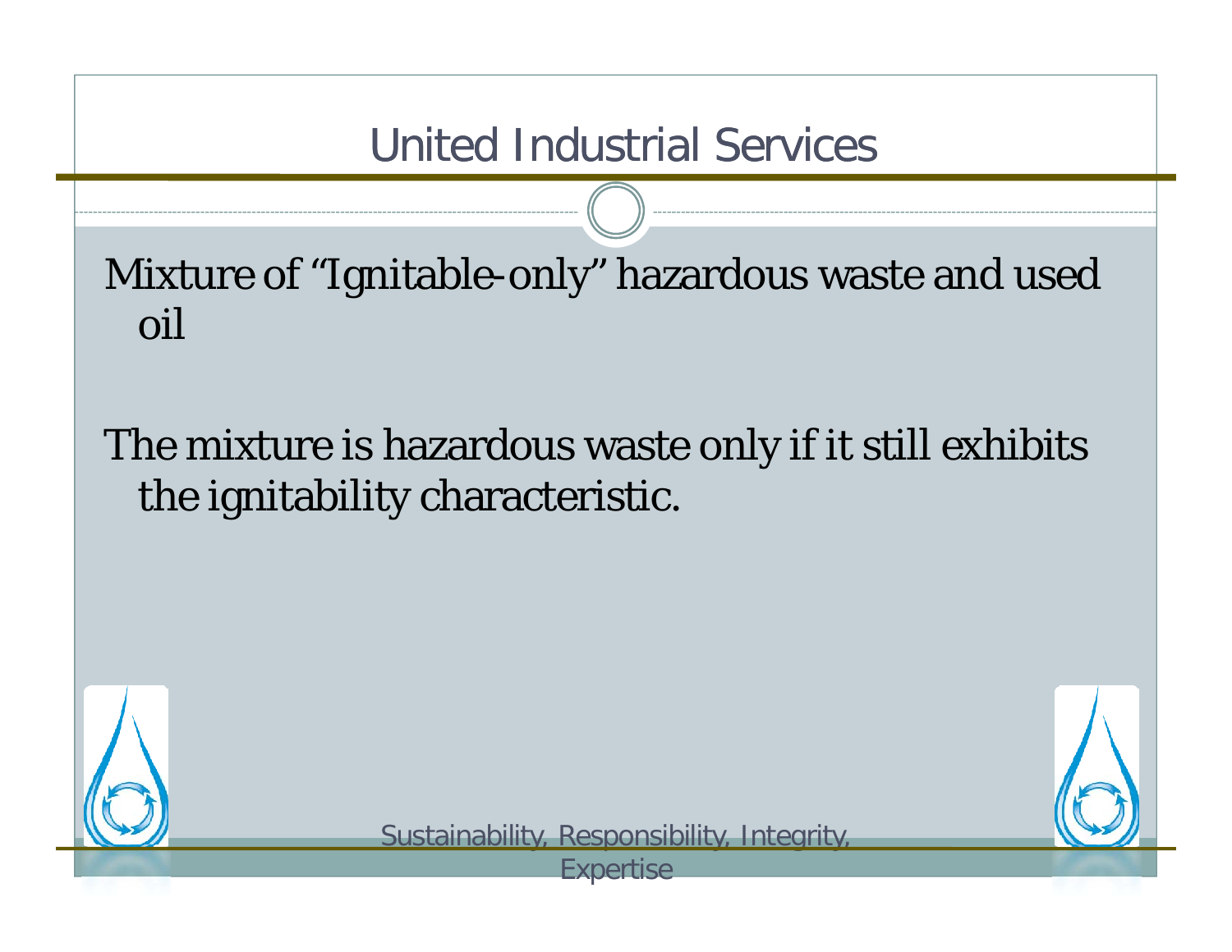# United Industrial Services

Mixture of “Ignitable-only” hazardous waste and used oil

The mixture is hazardous waste only if it still exhibits the ignitability characteristic.

Sustainability, Responsibility, Integrity, Expertise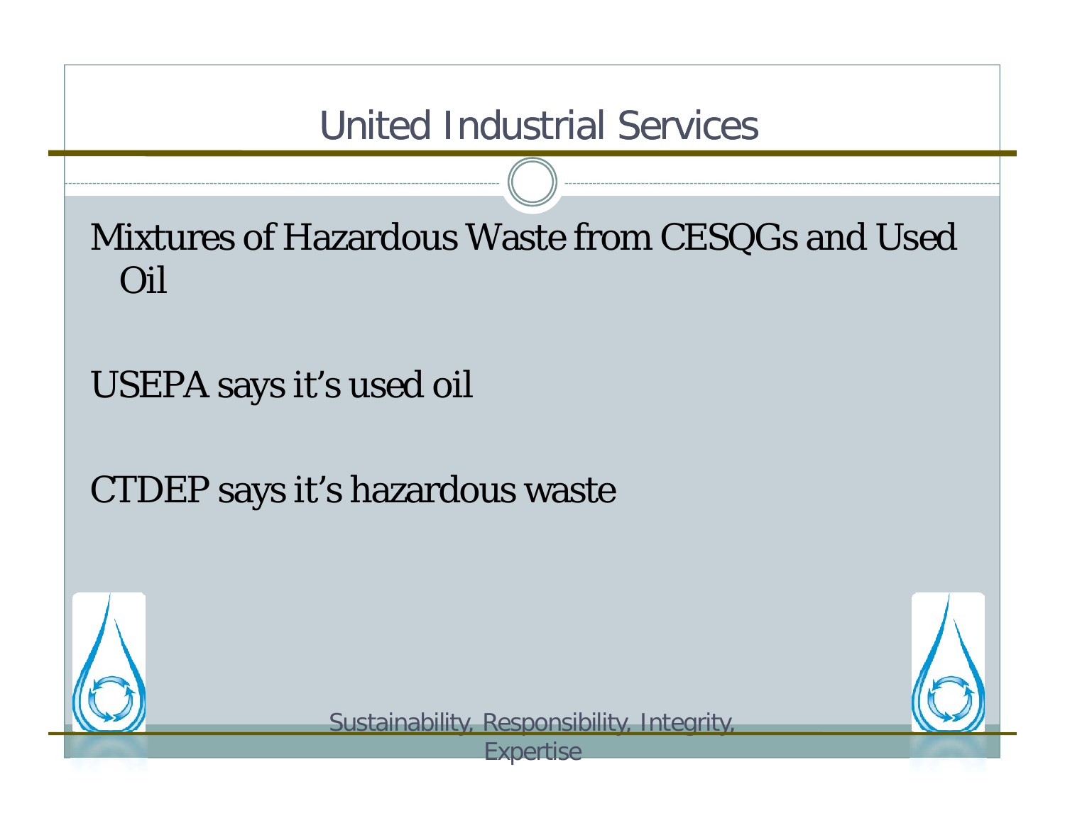# United Industrial Services

Mixtures of Hazardous Waste from CESQGs and Used Oil

USEPA says it's used oil

CTDEP says it's hazardous waste

Sustainability, Responsibility, Integrity, Expertise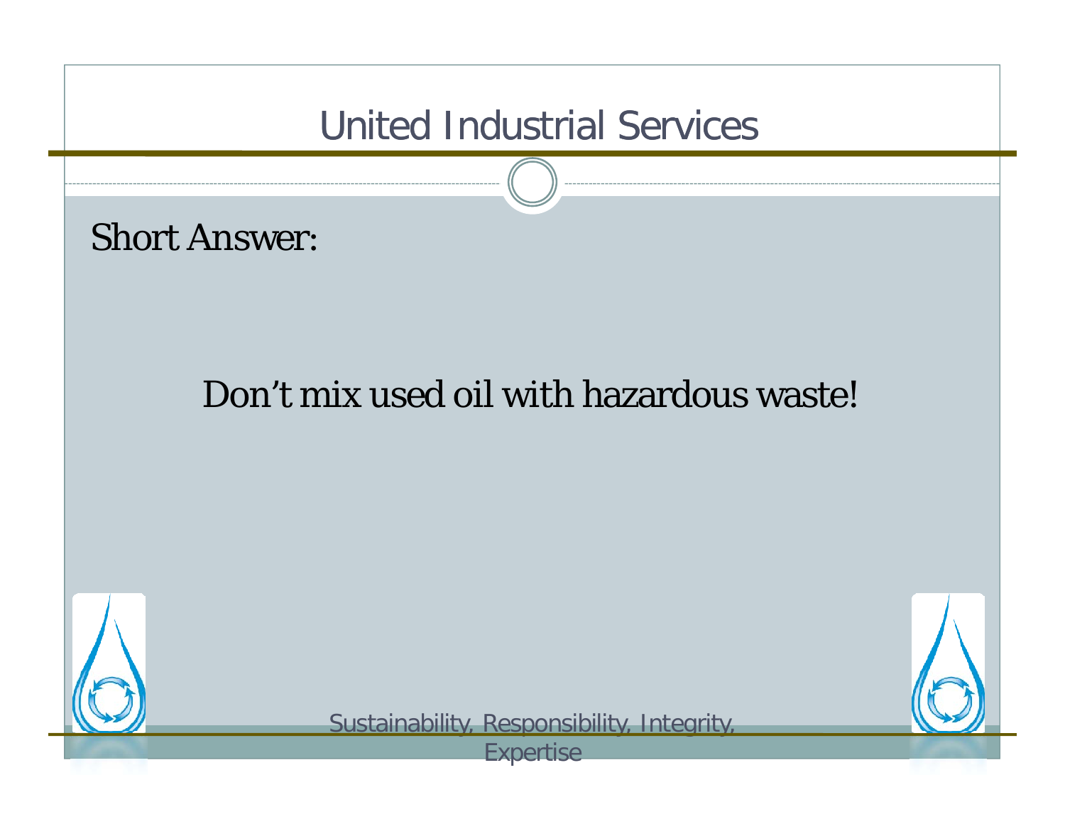Short Answer:

Don’t mix used oil with hazardous waste!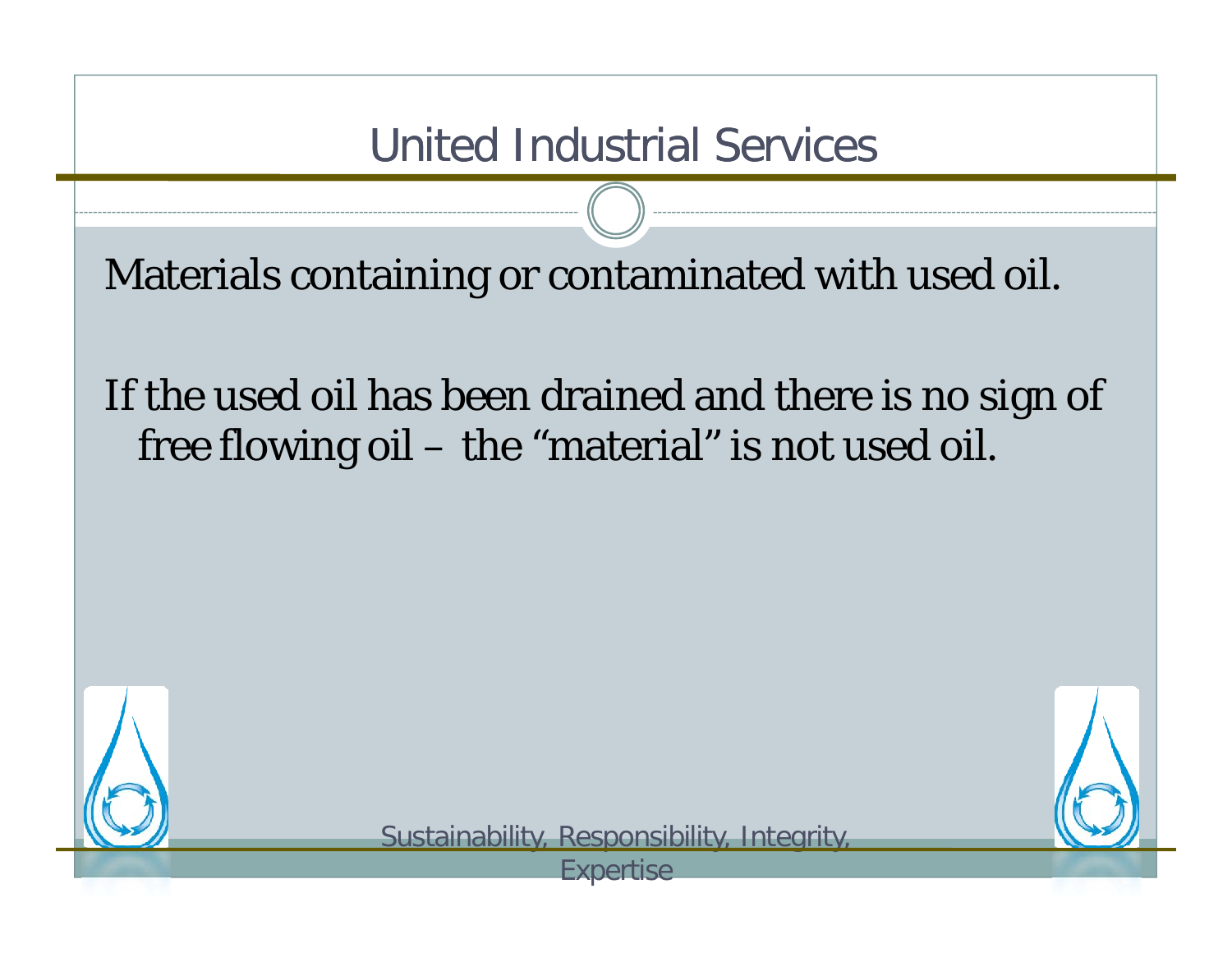# United Industrial Services

Materials containing or contaminated with used oil.

If the used oil has been drained and there is no sign of free flowing oil – the "material" is not used oil.

Sustainability, Responsibility, Integrity, Expertise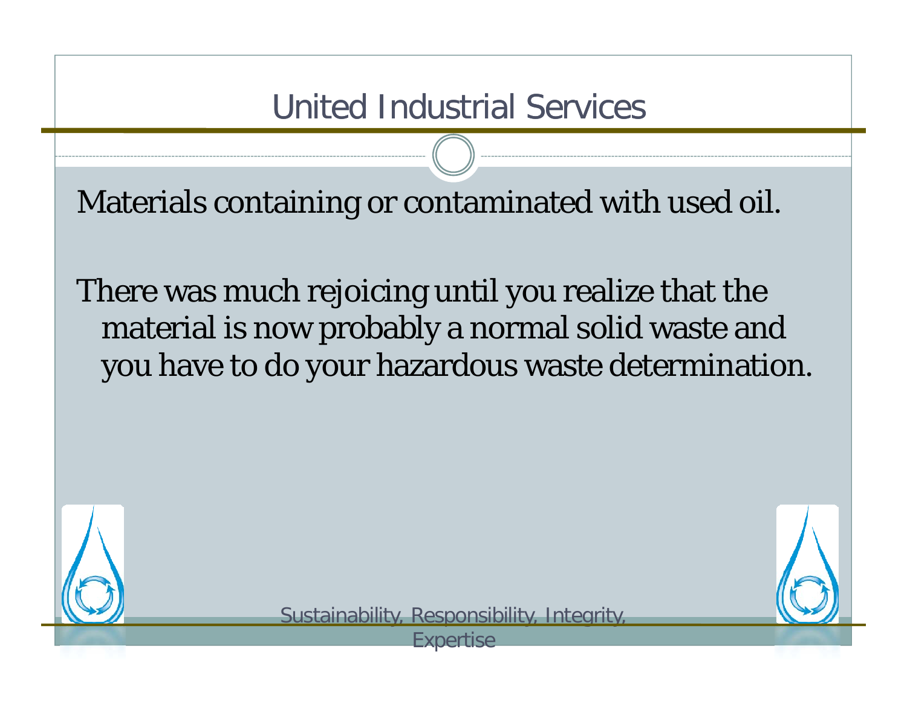# United Industrial Services

Materials containing or contaminated with used oil.

There was much rejoicing until you realize that the material is now probably a normal solid waste and you have to do your hazardous waste determination.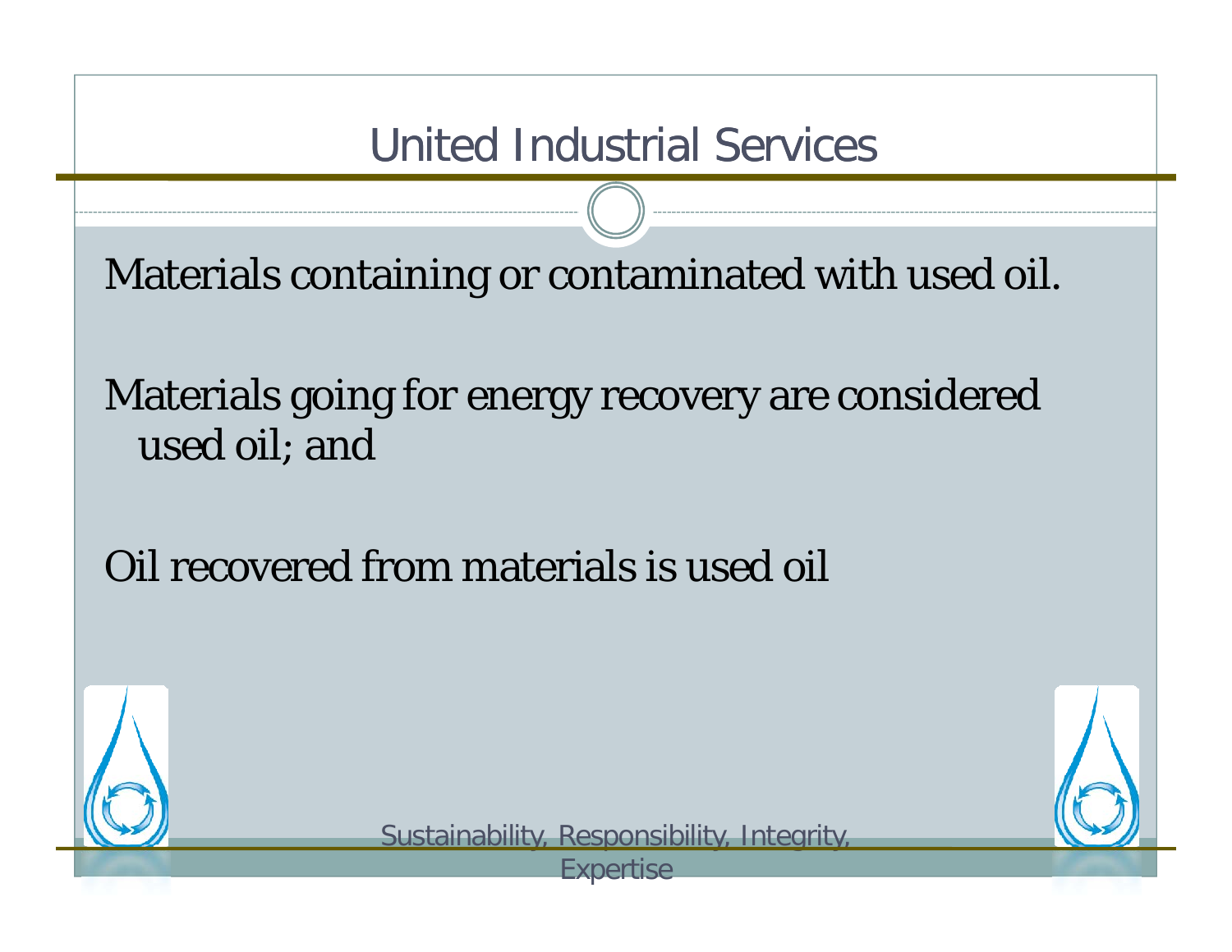# United Industrial Services

Materials containing or contaminated with used oil.

Materials going for energy recovery are considered used oil; and

Oil recovered from materials is used oil

Sustainability, Responsibility, Integrity, Expertise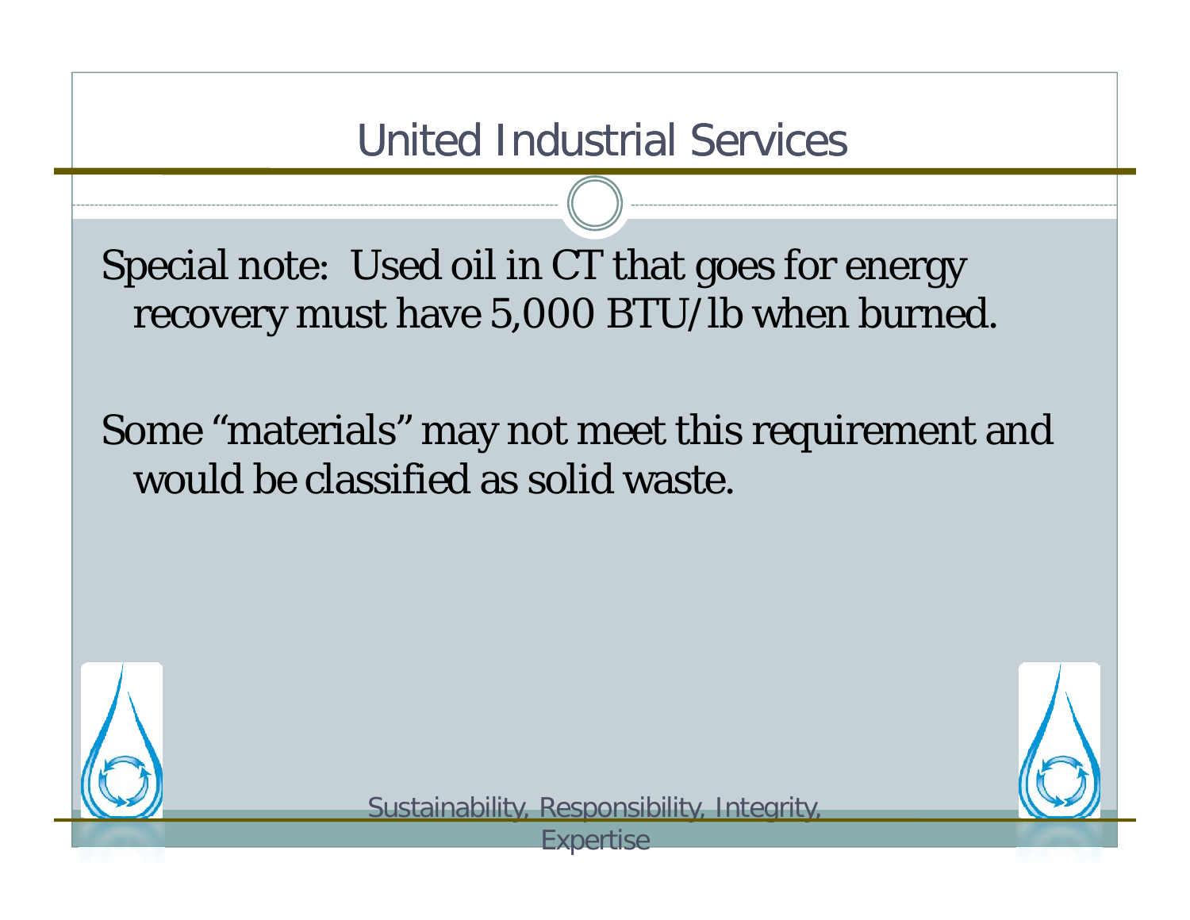# United Industrial Services

Special note: Used oil in CT that goes for energy recovery must have 5,000 BTU/lb when burned.

Some "materials" may not meet this requirement and would be classified as solid waste.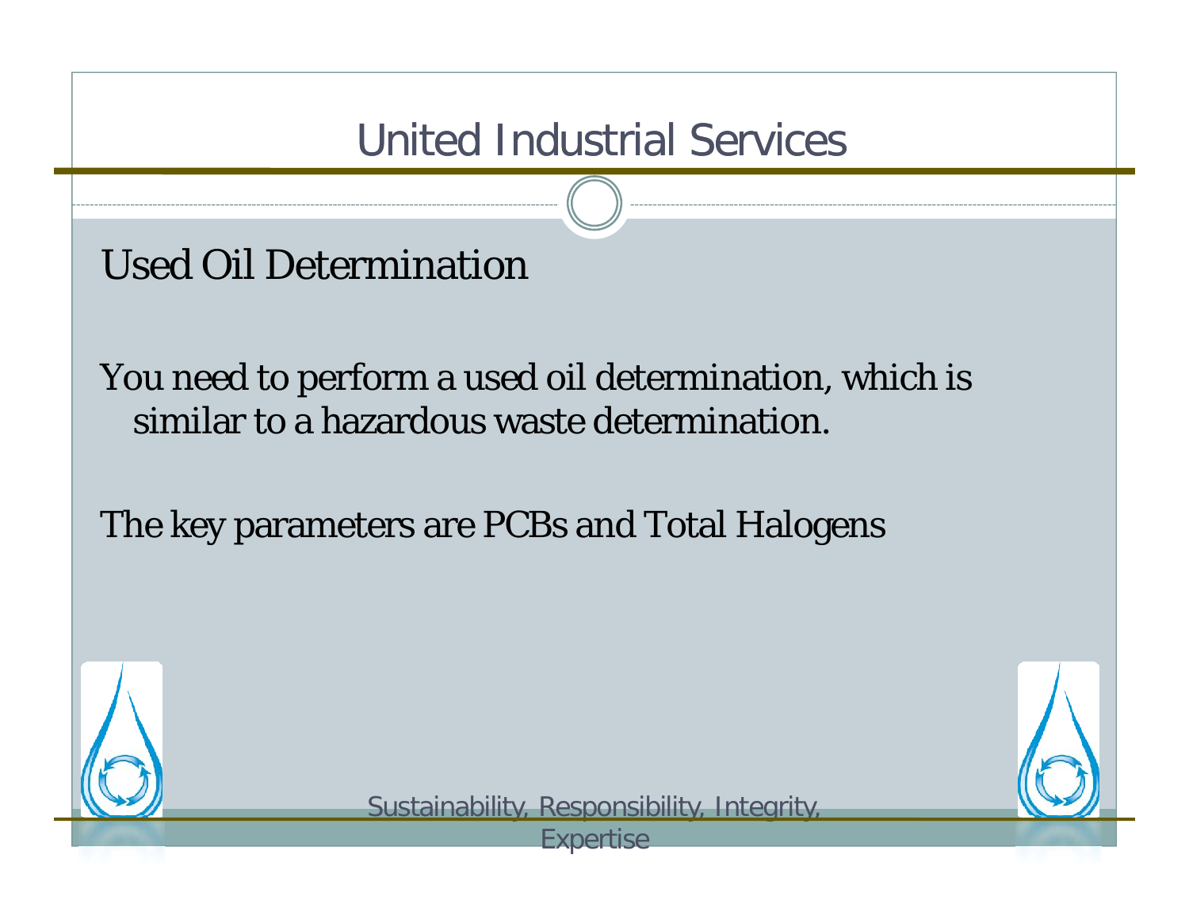# United Industrial Services

## Used Oil Determination

You need to perform a used oil determination, which is similar to a hazardous waste determination.

The key parameters are PCBs and Total Halogens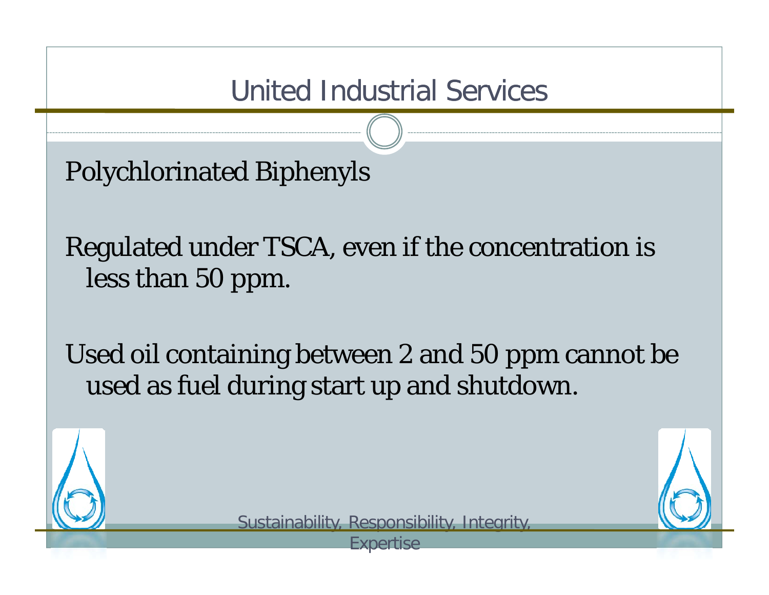# United Industrial Services

Polychlorinated Biphenyls

Regulated under TSCA, even if the concentration is less than 50 ppm.

Used oil containing between 2 and 50 ppm cannot be used as fuel during start up and shutdown.

Sustainability, Responsibility, Integrity, Expertise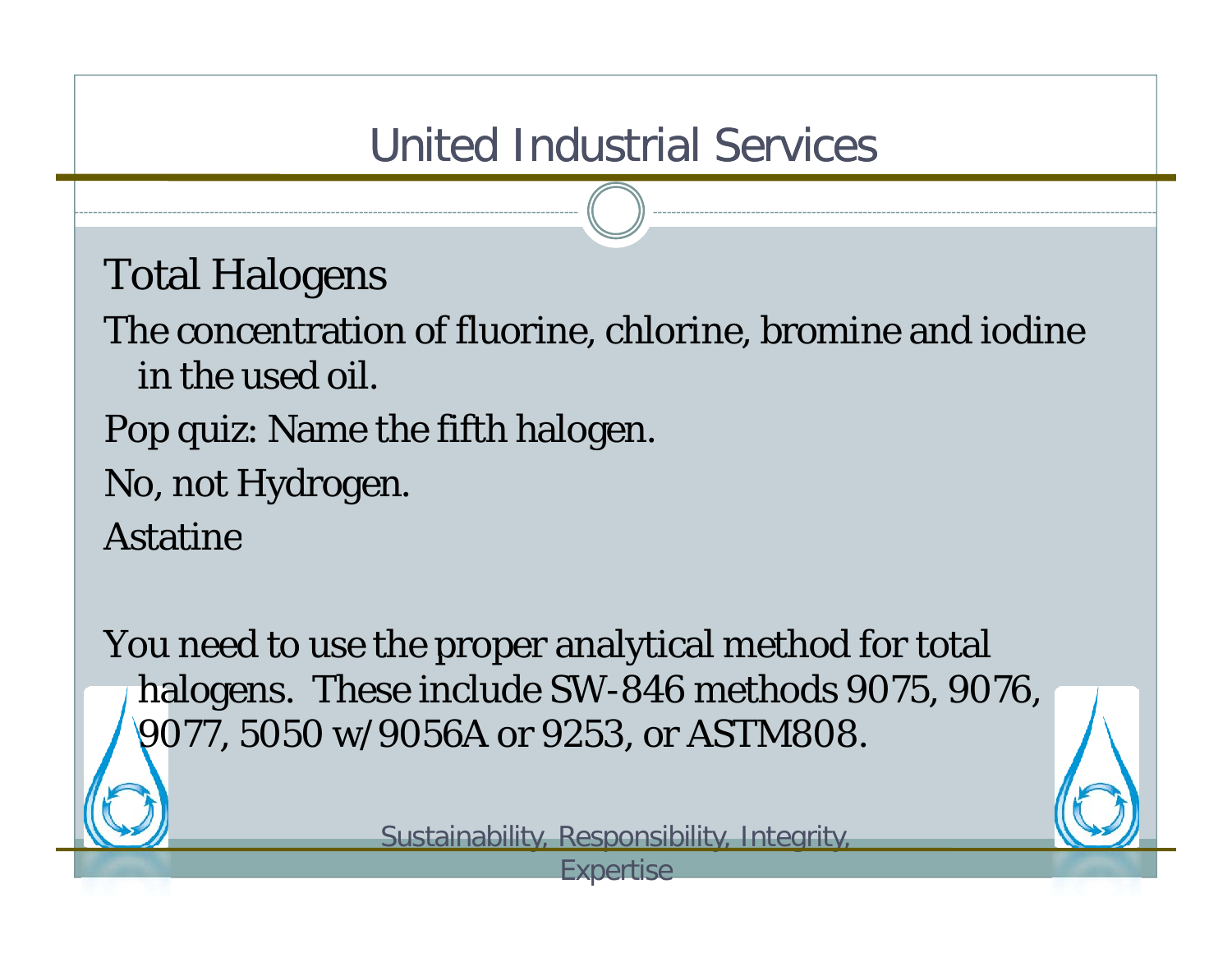# United Industrial Services

## Total Halogens

The concentration of fluorine, chlorine, bromine and iodine in the used oil.

Pop quiz: Name the fifth halogen.

No, not Hydrogen.

Astatine

You need to use the proper analytical method for total halogens. These include SW-846 methods 9075, 9076, 9077, 5050 w/9056A or 9253, or ASTM808.

Sustainability, Responsibility, Integrity, Expertise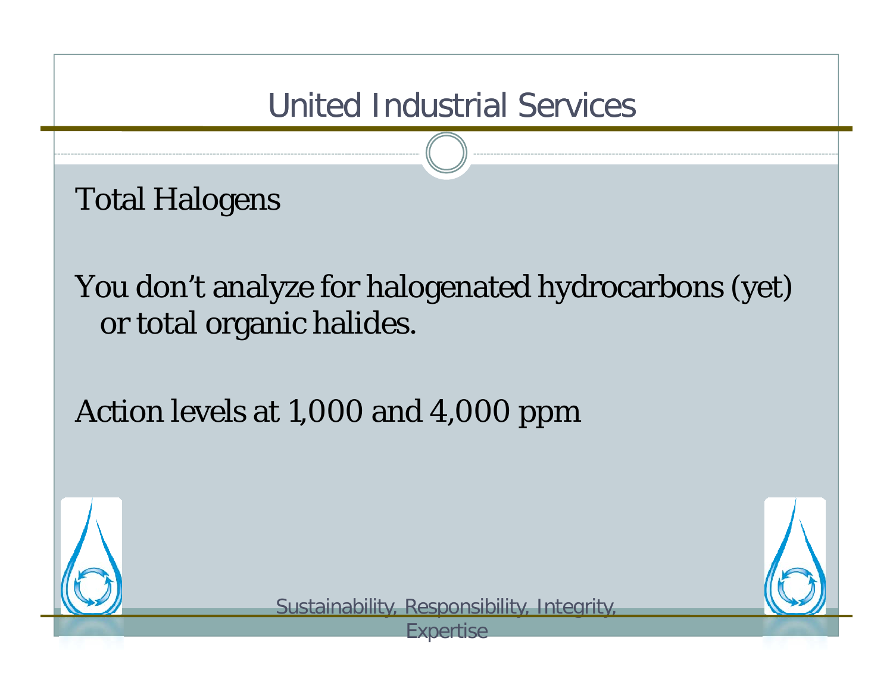# United Industrial Services

Total Halogens

You don't analyze for halogenated hydrocarbons (yet) or total organic halides.

Action levels at 1,000 and 4,000 ppm

Sustainability, Responsibility, Integrity, Expertise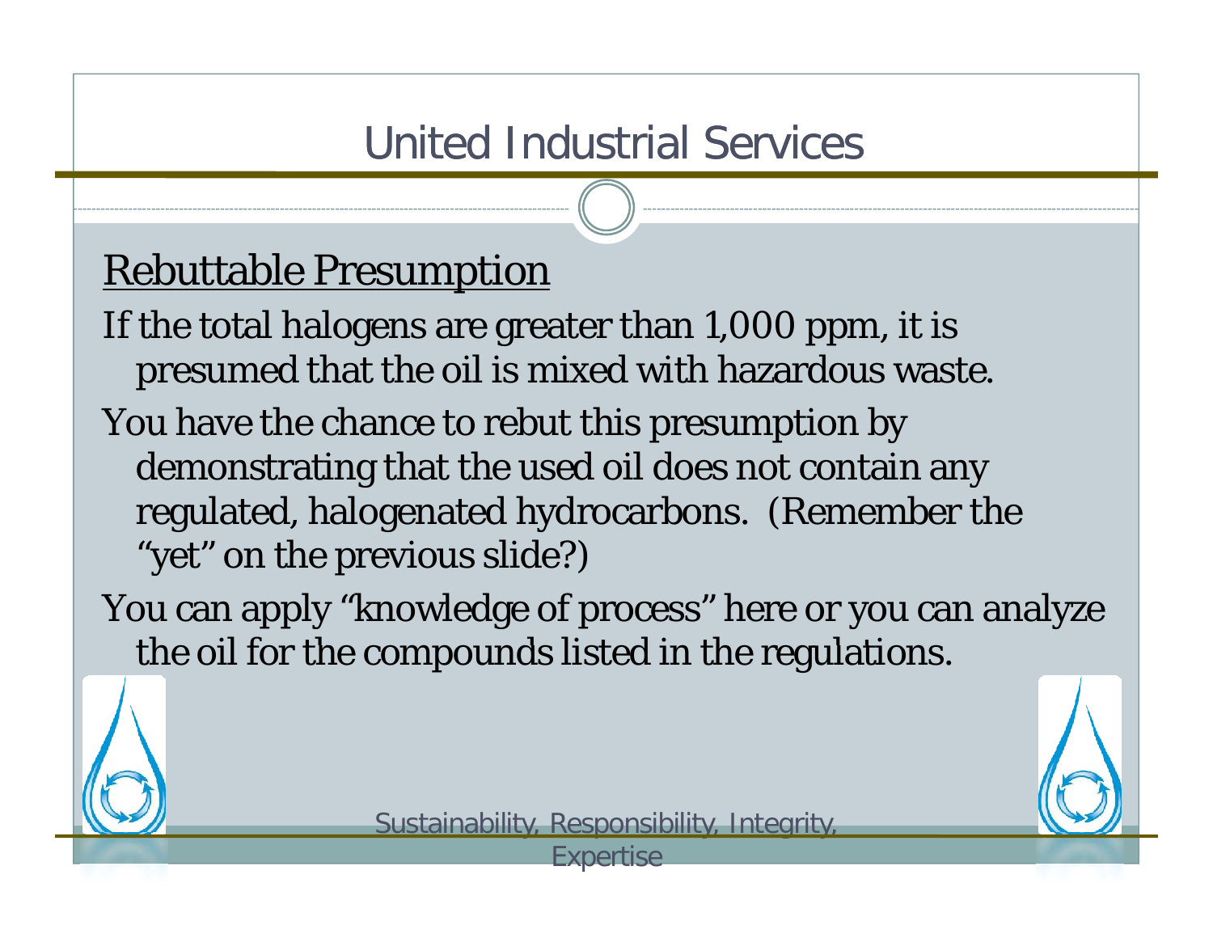# United Industrial Services

## Rebuttable Presumption

If the total halogens are greater than 1,000 ppm, it is presumed that the oil is mixed with hazardous waste.

You have the chance to rebut this presumption by demonstrating that the used oil does not contain any regulated, halogenated hydrocarbons. (Remember the "yet" on the previous slide?)

You can apply "knowledge of process" here or you can analyze the oil for the compounds listed in the regulations.

Sustainability, Responsibility, Integrity, Expertise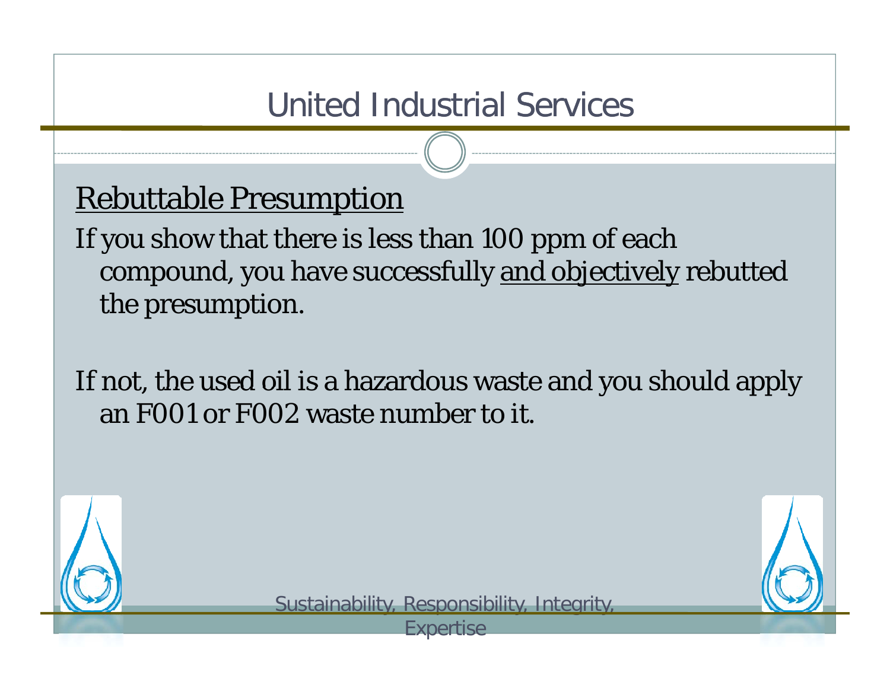# United Industrial Services

## Rebuttable Presumption

If you show that there is less than 100 ppm of each compound, you have successfully and objectively rebutted the presumption.

If not, the used oil is a hazardous waste and you should apply an F001 or F002 waste number to it.

Sustainability, Responsibility, Integrity, Expertise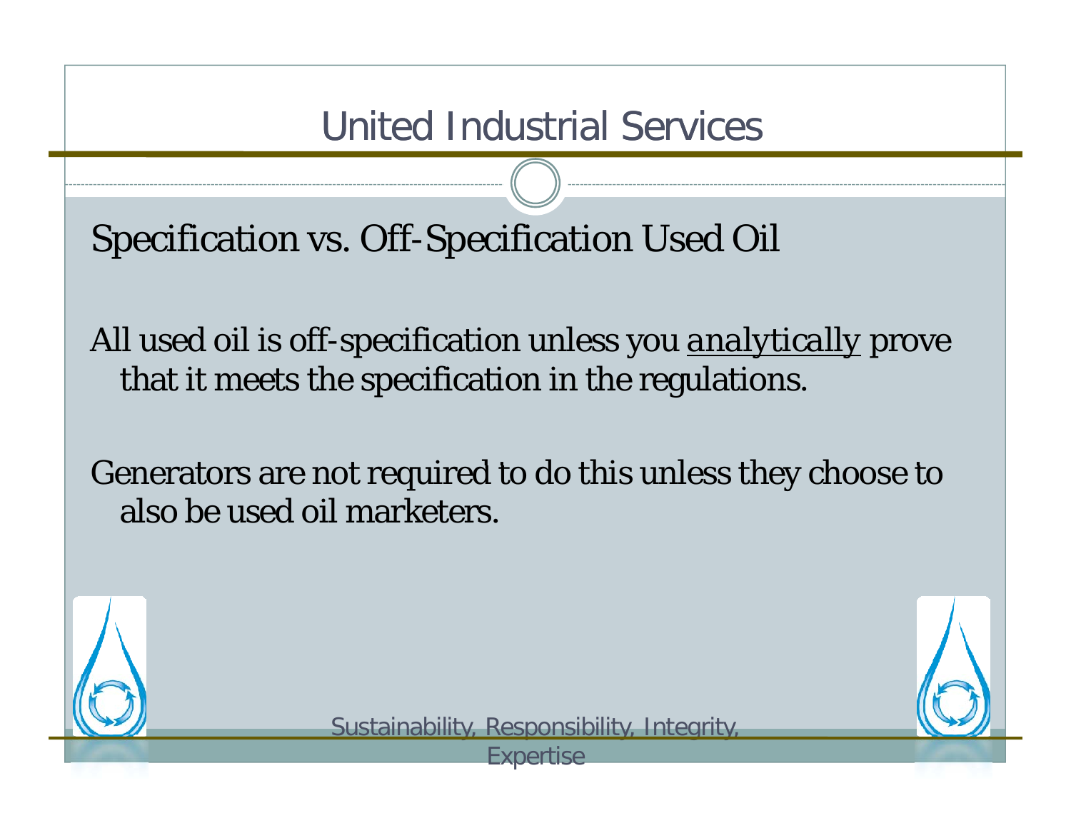# United Industrial Services

## Specification vs. Off-Specification Used Oil

All used oil is off-specification unless you analytically prove that it meets the specification in the regulations.

Generators are not required to do this unless they choose to also be used oil marketers.

Sustainability, Responsibility, Integrity, Expertise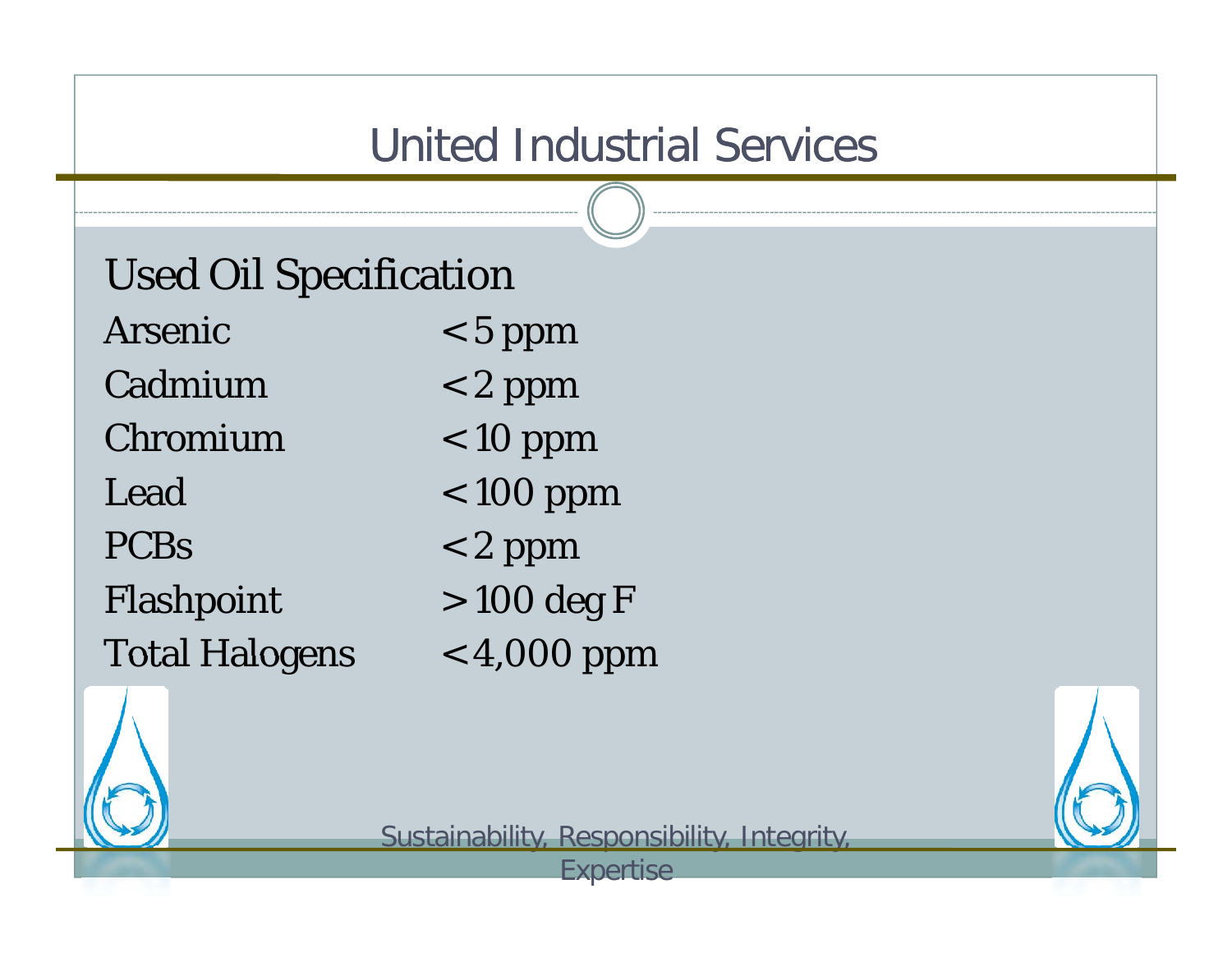# United Industrial Services

## Used Oil Specification

| | |
|---|---|
| Arsenic | < 5 ppm |
| Cadmium | < 2 ppm |
| Chromium | < 10 ppm |
| Lead | < 100 ppm |
| PCBs | < 2 ppm |
| Flashpoint | > 100 deg F |
| Total Halogens | < 4,000 ppm |

Sustainability, Responsibility, Integrity, Expertise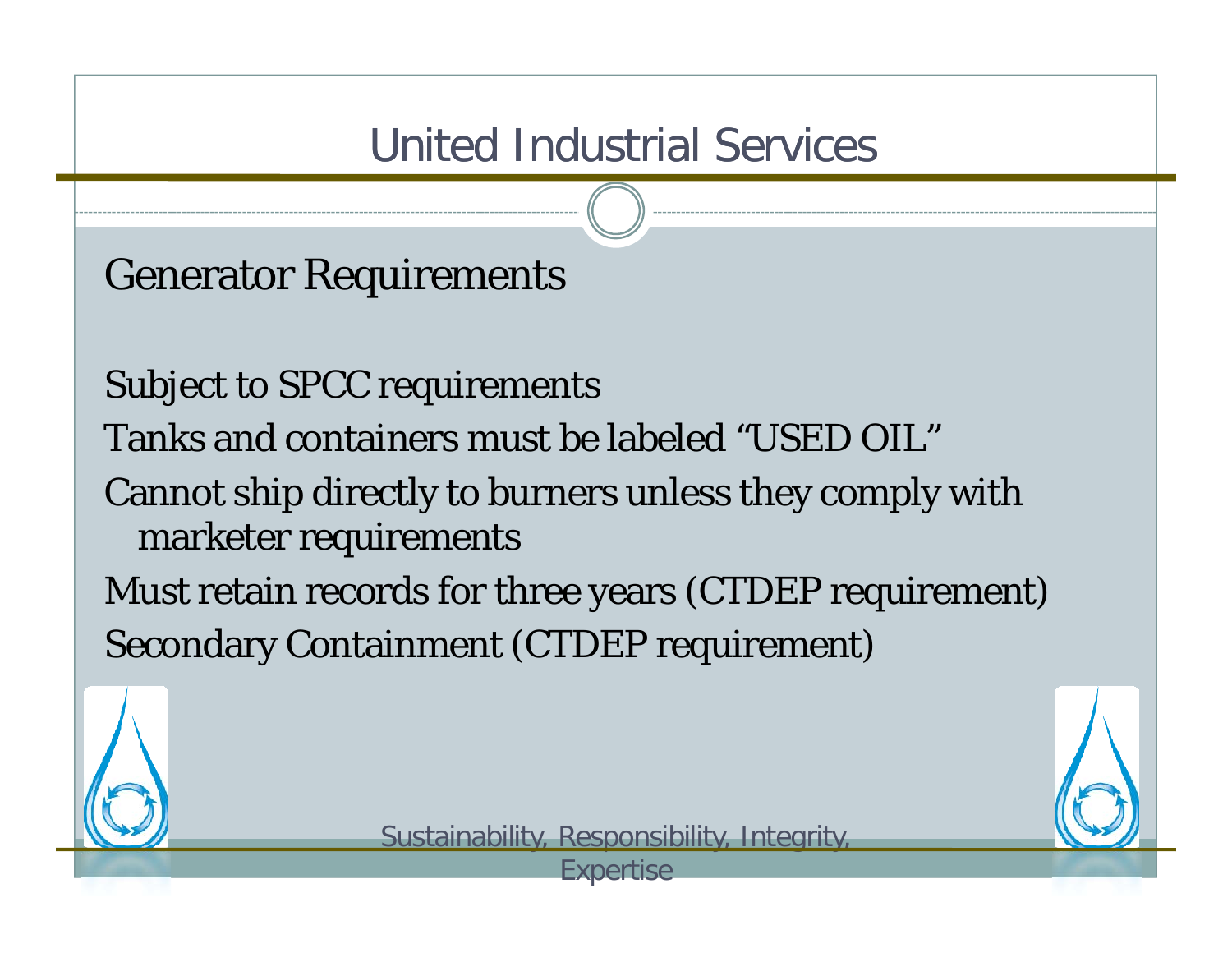# United Industrial Services

## Generator Requirements

- Subject to SPCC requirements
- Tanks and containers must be labeled “USED OIL”
- Cannot ship directly to burners unless they comply with marketer requirements
- Must retain records for three years (CTDEP requirement)
- Secondary Containment (CTDEP requirement)

Sustainability, Responsibility, Integrity, Expertise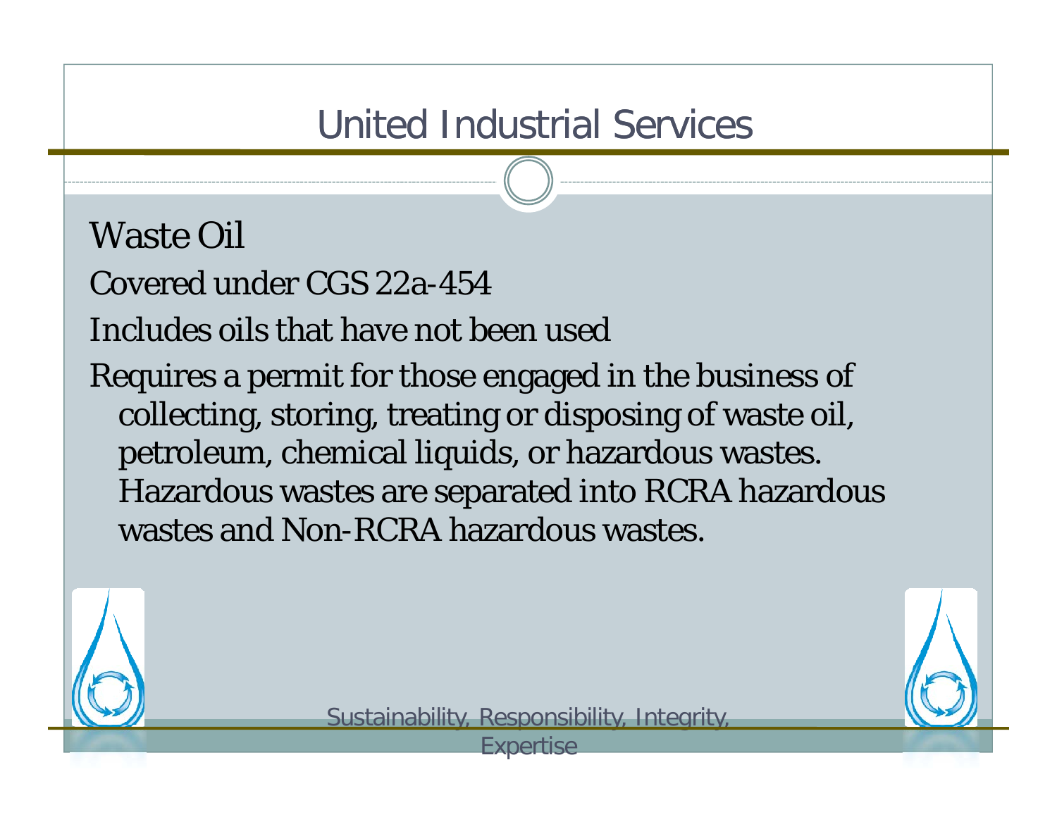# United Industrial Services

## Waste Oil

Covered under CGS 22a-454

Includes oils that have not been used

Requires a permit for those engaged in the business of collecting, storing, treating or disposing of waste oil, petroleum, chemical liquids, or hazardous wastes. Hazardous wastes are separated into RCRA hazardous wastes and Non-RCRA hazardous wastes.

Sustainability, Responsibility, Integrity, Expertise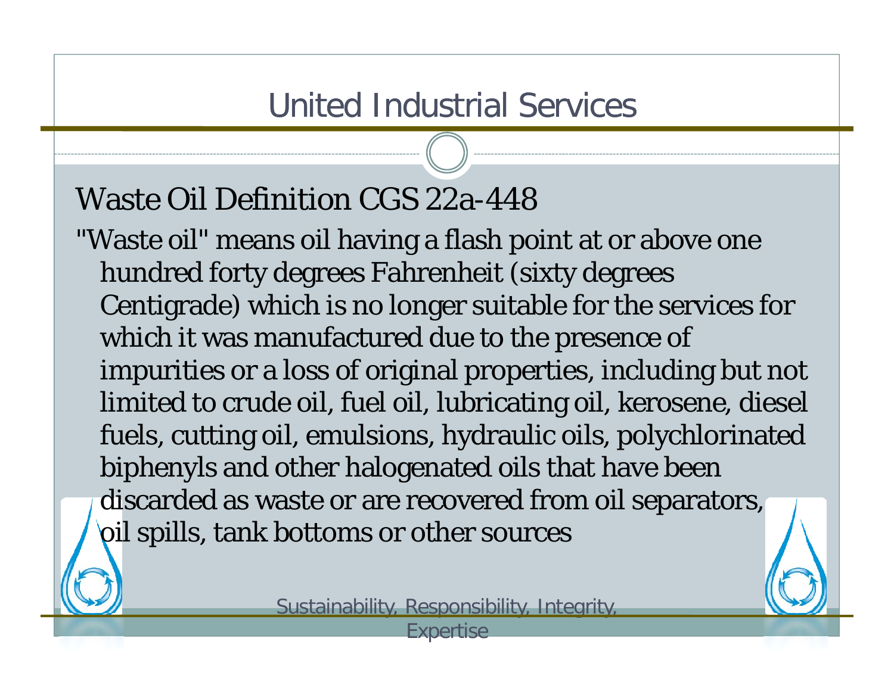# United Industrial Services

## Waste Oil Definition CGS 22a-448

"Waste oil" means oil having a flash point at or above one hundred forty degrees Fahrenheit (sixty degrees Centigrade) which is no longer suitable for the services for which it was manufactured due to the presence of impurities or a loss of original properties, including but not limited to crude oil, fuel oil, lubricating oil, kerosene, diesel fuels, cutting oil, emulsions, hydraulic oils, polychlorinated biphenyls and other halogenated oils that have been discarded as waste or are recovered from oil separators, oil spills, tank bottoms or other sources

Sustainability, Responsibility, Integrity, Expertise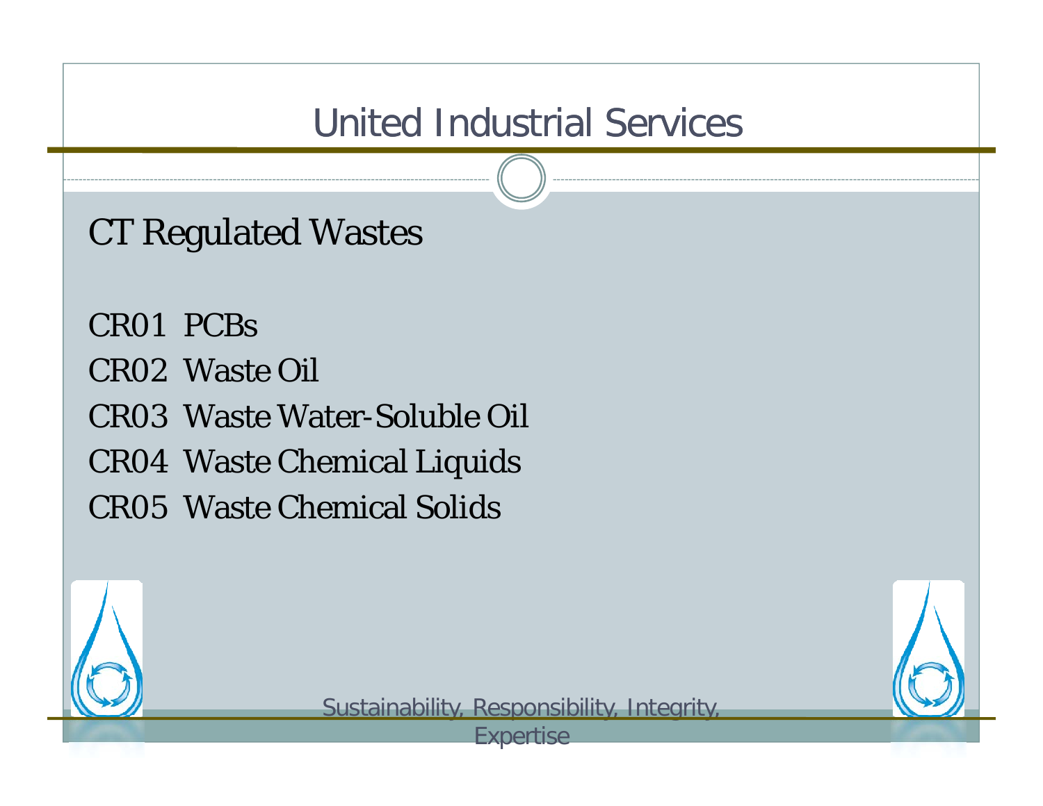# United Industrial Services

## CT Regulated Wastes

CR01 PCBs

CR02 Waste Oil

CR03 Waste Water-Soluble Oil

CR04 Waste Chemical Liquids

CR05 Waste Chemical Solids

Sustainability, Responsibility, Integrity, Expertise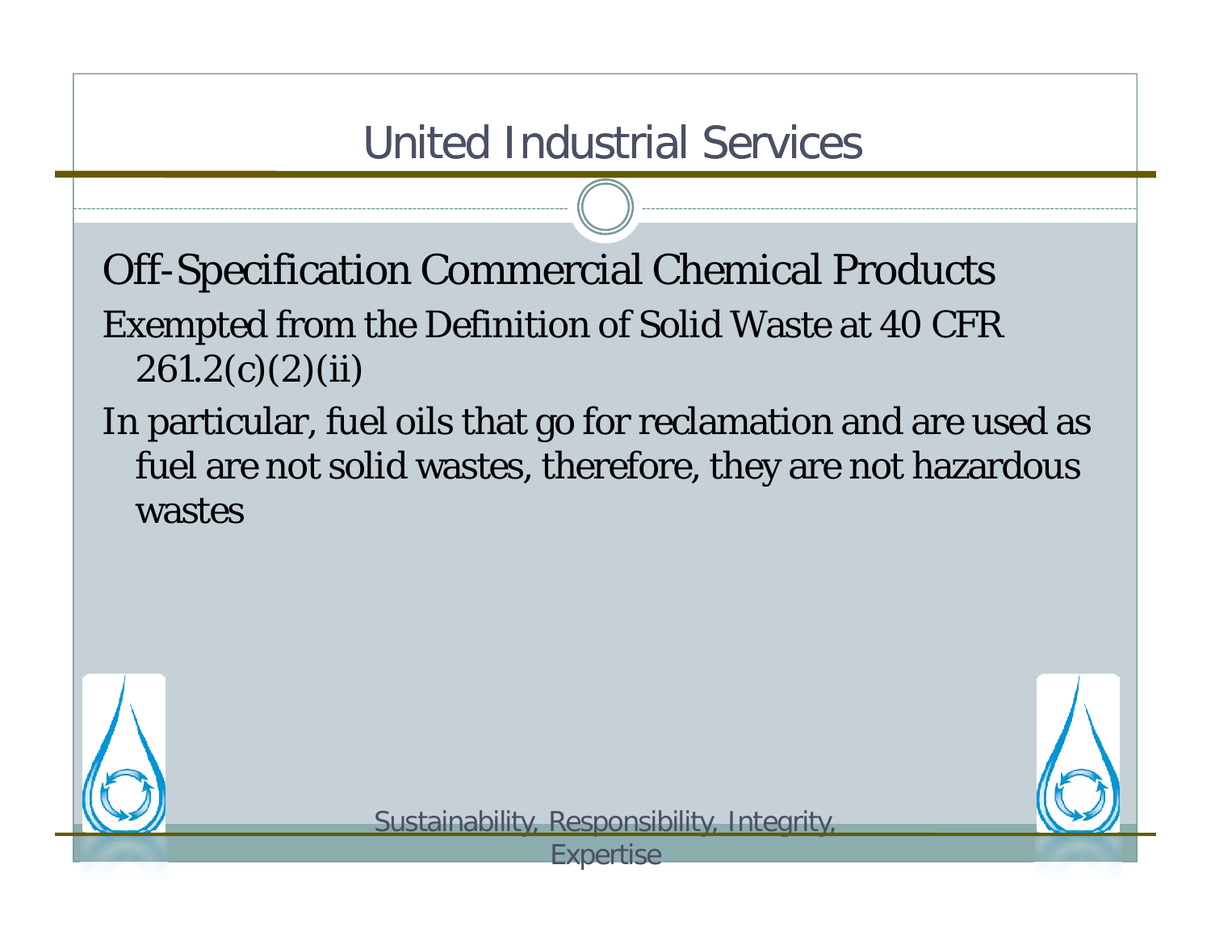# United Industrial Services

Off-Specification Commercial Chemical Products

Exempted from the Definition of Solid Waste at 40 CFR 261.2(c)(2)(ii)

In particular, fuel oils that go for reclamation and are used as fuel are not solid wastes, therefore, they are not hazardous wastes

Sustainability, Responsibility, Integrity, Expertise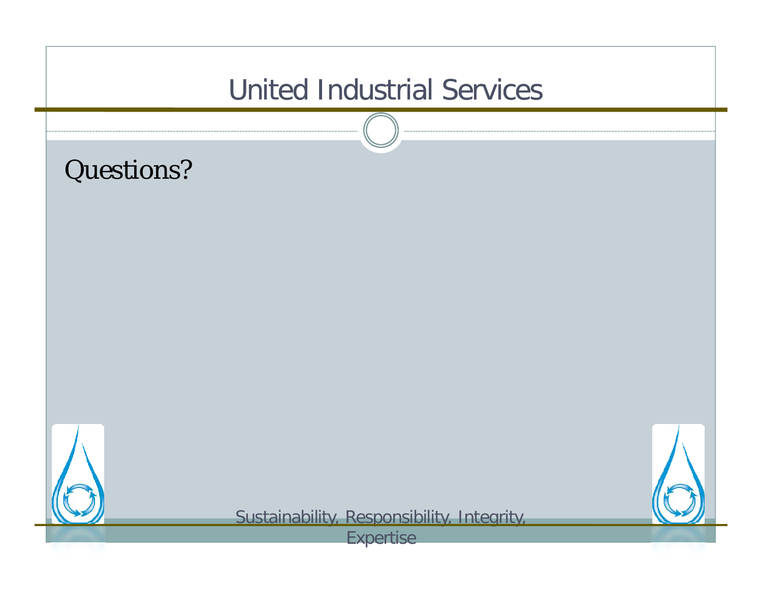# United Industrial Services

Questions?

Sustainability, Responsibility, Integrity, Expertise